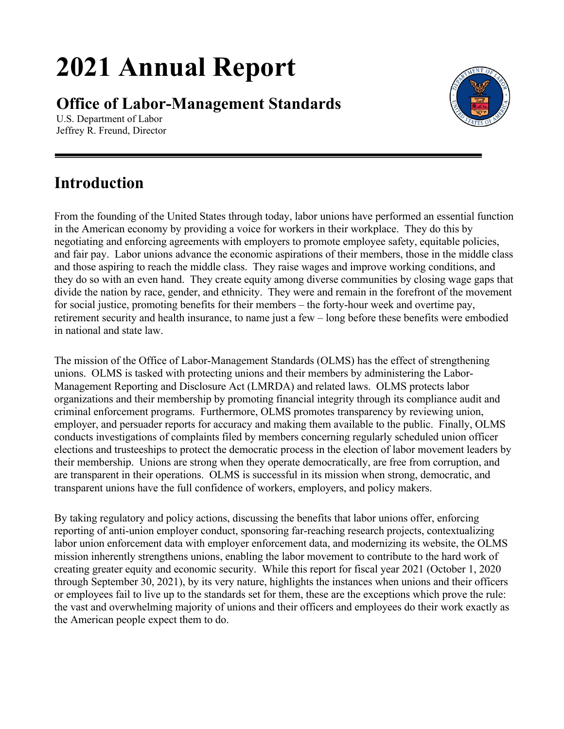# 2021 Annual Report

## Office of Labor-Management Standards

U.S. Department of Labor
Jeffrey R. Freund, Director

---

## Introduction

From the founding of the United States through today, labor unions have performed an essential function in the American economy by providing a voice for workers in their workplace. They do this by negotiating and enforcing agreements with employers to promote employee safety, equitable policies, and fair pay. Labor unions advance the economic aspirations of their members, those in the middle class and those aspiring to reach the middle class. They raise wages and improve working conditions, and they do so with an even hand. They create equity among diverse communities by closing wage gaps that divide the nation by race, gender, and ethnicity. They were and remain in the forefront of the movement for social justice, promoting benefits for their members – the forty-hour week and overtime pay, retirement security and health insurance, to name just a few – long before these benefits were embodied in national and state law.

The mission of the Office of Labor-Management Standards (OLMS) has the effect of strengthening unions. OLMS is tasked with protecting unions and their members by administering the Labor-Management Reporting and Disclosure Act (LMRDA) and related laws. OLMS protects labor organizations and their membership by promoting financial integrity through its compliance audit and criminal enforcement programs. Furthermore, OLMS promotes transparency by reviewing union, employer, and persuader reports for accuracy and making them available to the public. Finally, OLMS conducts investigations of complaints filed by members concerning regularly scheduled union officer elections and trusteeships to protect the democratic process in the election of labor movement leaders by their membership. Unions are strong when they operate democratically, are free from corruption, and are transparent in their operations. OLMS is successful in its mission when strong, democratic, and transparent unions have the full confidence of workers, employers, and policy makers.

By taking regulatory and policy actions, discussing the benefits that labor unions offer, enforcing reporting of anti-union employer conduct, sponsoring far-reaching research projects, contextualizing labor union enforcement data with employer enforcement data, and modernizing its website, the OLMS mission inherently strengthens unions, enabling the labor movement to contribute to the hard work of creating greater equity and economic security. While this report for fiscal year 2021 (October 1, 2020 through September 30, 2021), by its very nature, highlights the instances when unions and their officers or employees fail to live up to the standards set for them, these are the exceptions which prove the rule: the vast and overwhelming majority of unions and their officers and employees do their work exactly as the American people expect them to do.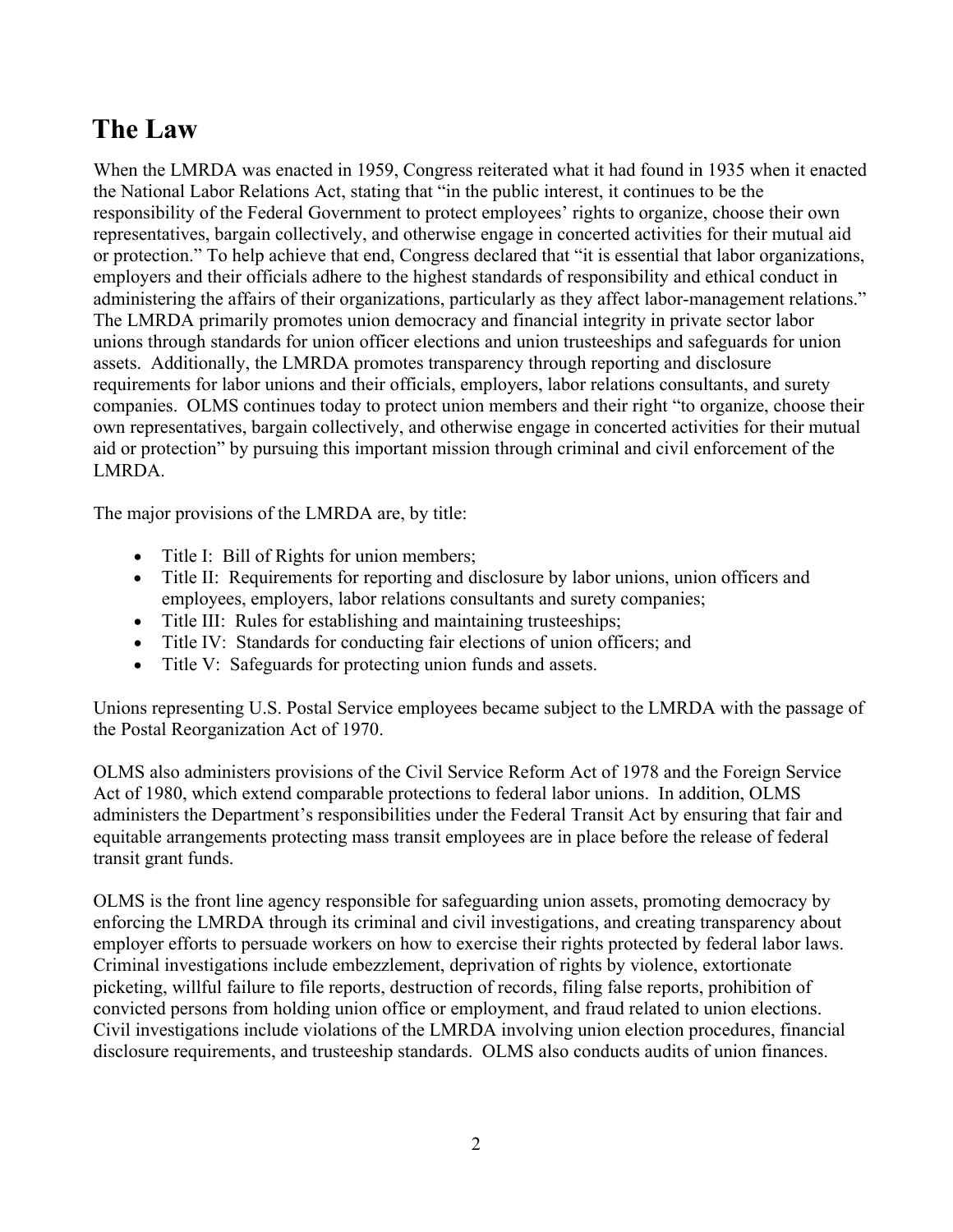# The Law

When the LMRDA was enacted in 1959, Congress reiterated what it had found in 1935 when it enacted the National Labor Relations Act, stating that "in the public interest, it continues to be the responsibility of the Federal Government to protect employees' rights to organize, choose their own representatives, bargain collectively, and otherwise engage in concerted activities for their mutual aid or protection." To help achieve that end, Congress declared that "it is essential that labor organizations, employers and their officials adhere to the highest standards of responsibility and ethical conduct in administering the affairs of their organizations, particularly as they affect labor-management relations." The LMRDA primarily promotes union democracy and financial integrity in private sector labor unions through standards for union officer elections and union trusteeships and safeguards for union assets. Additionally, the LMRDA promotes transparency through reporting and disclosure requirements for labor unions and their officials, employers, labor relations consultants, and surety companies. OLMS continues today to protect union members and their right "to organize, choose their own representatives, bargain collectively, and otherwise engage in concerted activities for their mutual aid or protection" by pursuing this important mission through criminal and civil enforcement of the LMRDA.

The major provisions of the LMRDA are, by title:

- Title I: Bill of Rights for union members;
- Title II: Requirements for reporting and disclosure by labor unions, union officers and employees, employers, labor relations consultants and surety companies;
- Title III: Rules for establishing and maintaining trusteeships;
- Title IV: Standards for conducting fair elections of union officers; and
- Title V: Safeguards for protecting union funds and assets.

Unions representing U.S. Postal Service employees became subject to the LMRDA with the passage of the Postal Reorganization Act of 1970.

OLMS also administers provisions of the Civil Service Reform Act of 1978 and the Foreign Service Act of 1980, which extend comparable protections to federal labor unions. In addition, OLMS administers the Department's responsibilities under the Federal Transit Act by ensuring that fair and equitable arrangements protecting mass transit employees are in place before the release of federal transit grant funds.

OLMS is the front line agency responsible for safeguarding union assets, promoting democracy by enforcing the LMRDA through its criminal and civil investigations, and creating transparency about employer efforts to persuade workers on how to exercise their rights protected by federal labor laws. Criminal investigations include embezzlement, deprivation of rights by violence, extortionate picketing, willful failure to file reports, destruction of records, filing false reports, prohibition of convicted persons from holding union office or employment, and fraud related to union elections. Civil investigations include violations of the LMRDA involving union election procedures, financial disclosure requirements, and trusteeship standards. OLMS also conducts audits of union finances.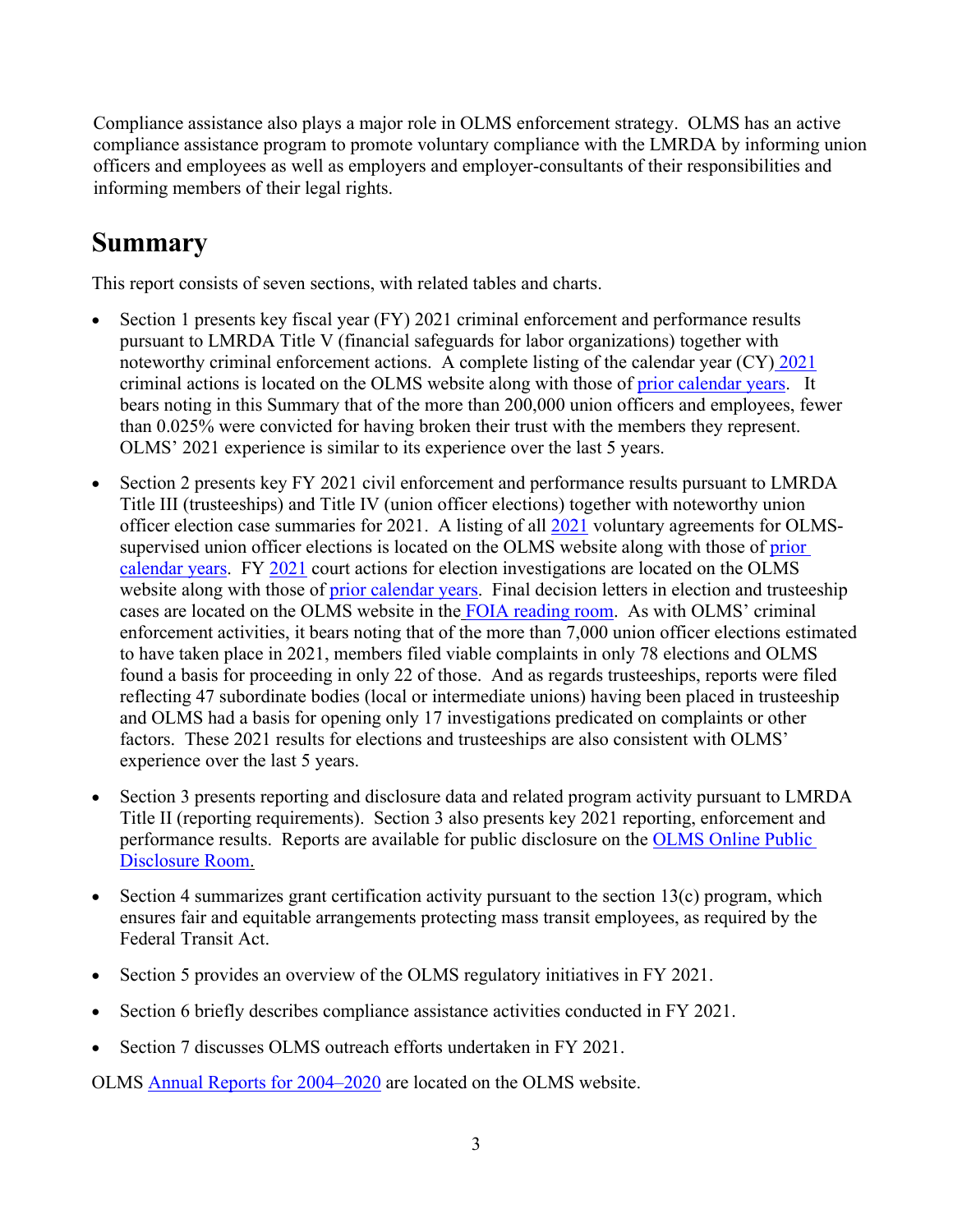Compliance assistance also plays a major role in OLMS enforcement strategy. OLMS has an active compliance assistance program to promote voluntary compliance with the LMRDA by informing union officers and employees as well as employers and employer-consultants of their responsibilities and informing members of their legal rights.

## Summary

This report consists of seven sections, with related tables and charts.

- Section 1 presents key fiscal year (FY) 2021 criminal enforcement and performance results pursuant to LMRDA Title V (financial safeguards for labor organizations) together with noteworthy criminal enforcement actions. A complete listing of the calendar year (CY) 2021 criminal actions is located on the OLMS website along with those of prior calendar years. It bears noting in this Summary that of the more than 200,000 union officers and employees, fewer than 0.025% were convicted for having broken their trust with the members they represent. OLMS' 2021 experience is similar to its experience over the last 5 years.
- Section 2 presents key FY 2021 civil enforcement and performance results pursuant to LMRDA Title III (trusteeships) and Title IV (union officer elections) together with noteworthy union officer election case summaries for 2021. A listing of all 2021 voluntary agreements for OLMS-supervised union officer elections is located on the OLMS website along with those of prior calendar years. FY 2021 court actions for election investigations are located on the OLMS website along with those of prior calendar years. Final decision letters in election and trusteeship cases are located on the OLMS website in the FOIA reading room. As with OLMS' criminal enforcement activities, it bears noting that of the more than 7,000 union officer elections estimated to have taken place in 2021, members filed viable complaints in only 78 elections and OLMS found a basis for proceeding in only 22 of those. And as regards trusteeships, reports were filed reflecting 47 subordinate bodies (local or intermediate unions) having been placed in trusteeship and OLMS had a basis for opening only 17 investigations predicated on complaints or other factors. These 2021 results for elections and trusteeships are also consistent with OLMS' experience over the last 5 years.
- Section 3 presents reporting and disclosure data and related program activity pursuant to LMRDA Title II (reporting requirements). Section 3 also presents key 2021 reporting, enforcement and performance results. Reports are available for public disclosure on the OLMS Online Public Disclosure Room.
- Section 4 summarizes grant certification activity pursuant to the section 13(c) program, which ensures fair and equitable arrangements protecting mass transit employees, as required by the Federal Transit Act.
- Section 5 provides an overview of the OLMS regulatory initiatives in FY 2021.
- Section 6 briefly describes compliance assistance activities conducted in FY 2021.
- Section 7 discusses OLMS outreach efforts undertaken in FY 2021.

OLMS Annual Reports for 2004–2020 are located on the OLMS website.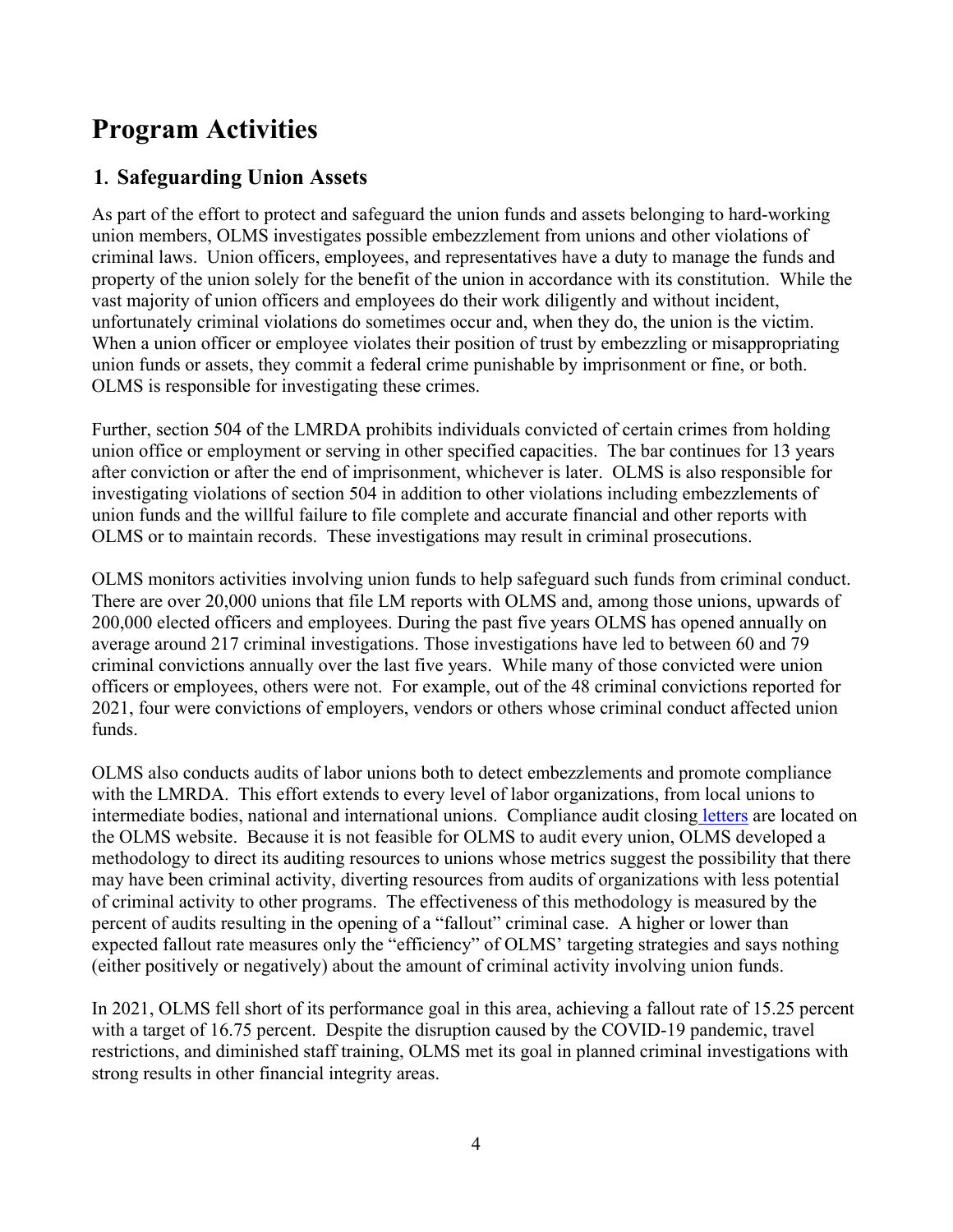# Program Activities

## 1. Safeguarding Union Assets

As part of the effort to protect and safeguard the union funds and assets belonging to hard-working union members, OLMS investigates possible embezzlement from unions and other violations of criminal laws. Union officers, employees, and representatives have a duty to manage the funds and property of the union solely for the benefit of the union in accordance with its constitution. While the vast majority of union officers and employees do their work diligently and without incident, unfortunately criminal violations do sometimes occur and, when they do, the union is the victim. When a union officer or employee violates their position of trust by embezzling or misappropriating union funds or assets, they commit a federal crime punishable by imprisonment or fine, or both. OLMS is responsible for investigating these crimes.

Further, section 504 of the LMRDA prohibits individuals convicted of certain crimes from holding union office or employment or serving in other specified capacities. The bar continues for 13 years after conviction or after the end of imprisonment, whichever is later. OLMS is also responsible for investigating violations of section 504 in addition to other violations including embezzlements of union funds and the willful failure to file complete and accurate financial and other reports with OLMS or to maintain records. These investigations may result in criminal prosecutions.

OLMS monitors activities involving union funds to help safeguard such funds from criminal conduct. There are over 20,000 unions that file LM reports with OLMS and, among those unions, upwards of 200,000 elected officers and employees. During the past five years OLMS has opened annually on average around 217 criminal investigations. Those investigations have led to between 60 and 79 criminal convictions annually over the last five years. While many of those convicted were union officers or employees, others were not. For example, out of the 48 criminal convictions reported for 2021, four were convictions of employers, vendors or others whose criminal conduct affected union funds.

OLMS also conducts audits of labor unions both to detect embezzlements and promote compliance with the LMRDA. This effort extends to every level of labor organizations, from local unions to intermediate bodies, national and international unions. Compliance audit closing letters are located on the OLMS website. Because it is not feasible for OLMS to audit every union, OLMS developed a methodology to direct its auditing resources to unions whose metrics suggest the possibility that there may have been criminal activity, diverting resources from audits of organizations with less potential of criminal activity to other programs. The effectiveness of this methodology is measured by the percent of audits resulting in the opening of a "fallout" criminal case. A higher or lower than expected fallout rate measures only the "efficiency" of OLMS' targeting strategies and says nothing (either positively or negatively) about the amount of criminal activity involving union funds.

In 2021, OLMS fell short of its performance goal in this area, achieving a fallout rate of 15.25 percent with a target of 16.75 percent. Despite the disruption caused by the COVID-19 pandemic, travel restrictions, and diminished staff training, OLMS met its goal in planned criminal investigations with strong results in other financial integrity areas.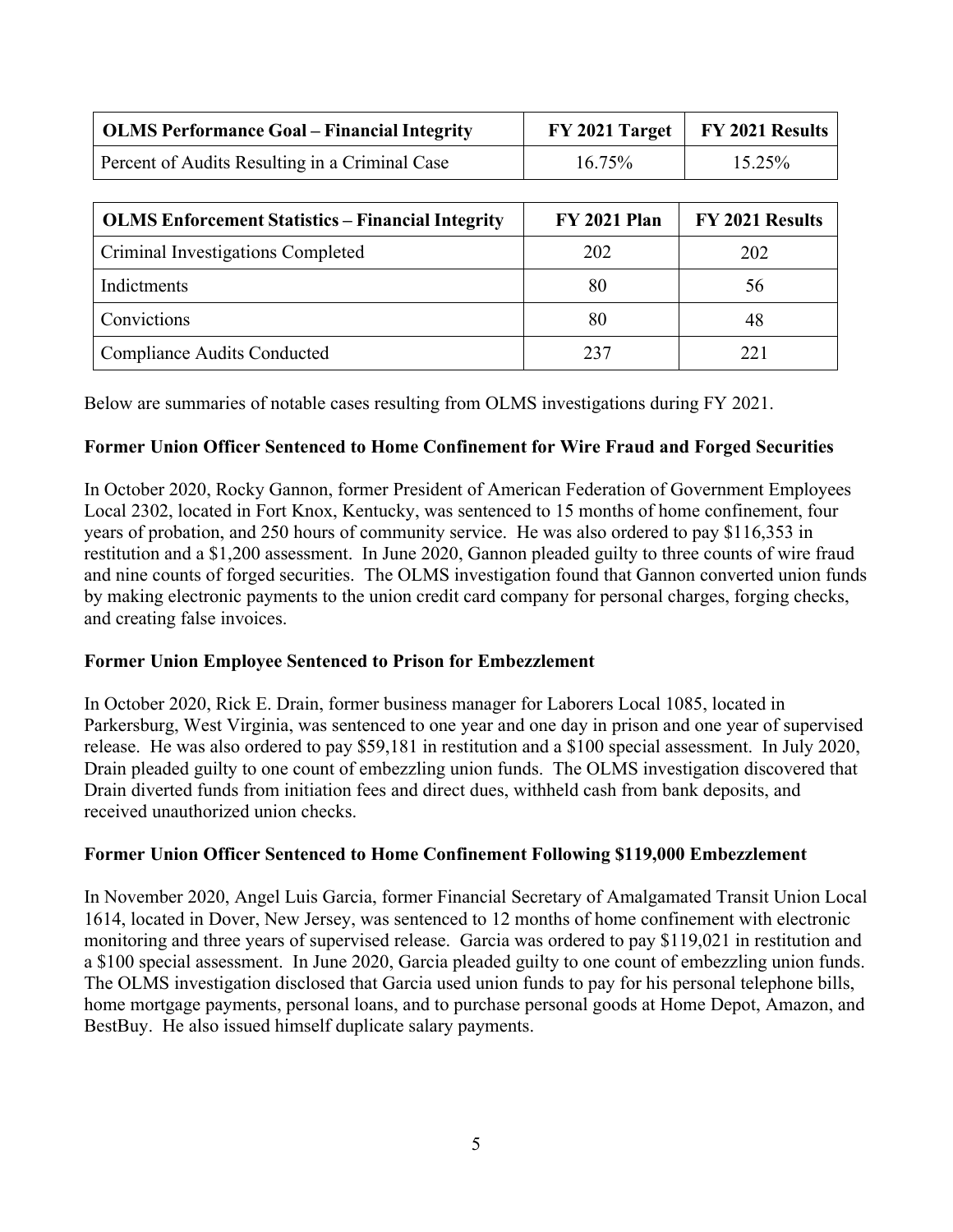| OLMS Performance Goal – Financial Integrity | FY 2021 Target | FY 2021 Results |
|---|---|---|
| Percent of Audits Resulting in a Criminal Case | 16.75% | 15.25% |

| OLMS Enforcement Statistics – Financial Integrity | FY 2021 Plan | FY 2021 Results |
|---|---|---|
| Criminal Investigations Completed | 202 | 202 |
| Indictments | 80 | 56 |
| Convictions | 80 | 48 |
| Compliance Audits Conducted | 237 | 221 |

Below are summaries of notable cases resulting from OLMS investigations during FY 2021.

**Former Union Officer Sentenced to Home Confinement for Wire Fraud and Forged Securities**

In October 2020, Rocky Gannon, former President of American Federation of Government Employees Local 2302, located in Fort Knox, Kentucky, was sentenced to 15 months of home confinement, four years of probation, and 250 hours of community service. He was also ordered to pay $116,353 in restitution and a $1,200 assessment. In June 2020, Gannon pleaded guilty to three counts of wire fraud and nine counts of forged securities. The OLMS investigation found that Gannon converted union funds by making electronic payments to the union credit card company for personal charges, forging checks, and creating false invoices.

**Former Union Employee Sentenced to Prison for Embezzlement**

In October 2020, Rick E. Drain, former business manager for Laborers Local 1085, located in Parkersburg, West Virginia, was sentenced to one year and one day in prison and one year of supervised release. He was also ordered to pay $59,181 in restitution and a $100 special assessment. In July 2020, Drain pleaded guilty to one count of embezzling union funds. The OLMS investigation discovered that Drain diverted funds from initiation fees and direct dues, withheld cash from bank deposits, and received unauthorized union checks.

**Former Union Officer Sentenced to Home Confinement Following $119,000 Embezzlement**

In November 2020, Angel Luis Garcia, former Financial Secretary of Amalgamated Transit Union Local 1614, located in Dover, New Jersey, was sentenced to 12 months of home confinement with electronic monitoring and three years of supervised release. Garcia was ordered to pay $119,021 in restitution and a $100 special assessment. In June 2020, Garcia pleaded guilty to one count of embezzling union funds. The OLMS investigation disclosed that Garcia used union funds to pay for his personal telephone bills, home mortgage payments, personal loans, and to purchase personal goods at Home Depot, Amazon, and BestBuy. He also issued himself duplicate salary payments.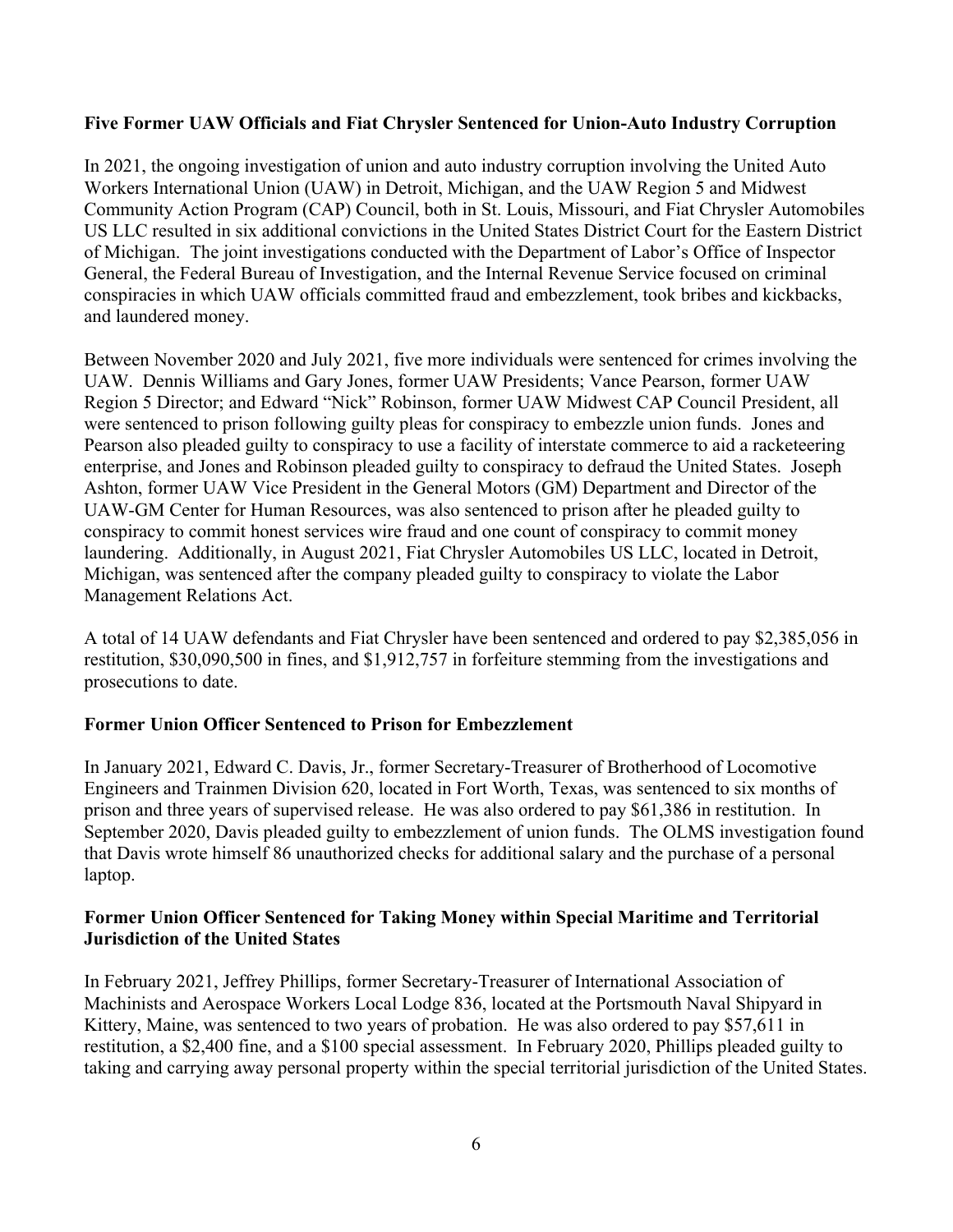**Five Former UAW Officials and Fiat Chrysler Sentenced for Union-Auto Industry Corruption**

In 2021, the ongoing investigation of union and auto industry corruption involving the United Auto Workers International Union (UAW) in Detroit, Michigan, and the UAW Region 5 and Midwest Community Action Program (CAP) Council, both in St. Louis, Missouri, and Fiat Chrysler Automobiles US LLC resulted in six additional convictions in the United States District Court for the Eastern District of Michigan. The joint investigations conducted with the Department of Labor's Office of Inspector General, the Federal Bureau of Investigation, and the Internal Revenue Service focused on criminal conspiracies in which UAW officials committed fraud and embezzlement, took bribes and kickbacks, and laundered money.

Between November 2020 and July 2021, five more individuals were sentenced for crimes involving the UAW. Dennis Williams and Gary Jones, former UAW Presidents; Vance Pearson, former UAW Region 5 Director; and Edward "Nick" Robinson, former UAW Midwest CAP Council President, all were sentenced to prison following guilty pleas for conspiracy to embezzle union funds. Jones and Pearson also pleaded guilty to conspiracy to use a facility of interstate commerce to aid a racketeering enterprise, and Jones and Robinson pleaded guilty to conspiracy to defraud the United States. Joseph Ashton, former UAW Vice President in the General Motors (GM) Department and Director of the UAW-GM Center for Human Resources, was also sentenced to prison after he pleaded guilty to conspiracy to commit honest services wire fraud and one count of conspiracy to commit money laundering. Additionally, in August 2021, Fiat Chrysler Automobiles US LLC, located in Detroit, Michigan, was sentenced after the company pleaded guilty to conspiracy to violate the Labor Management Relations Act.

A total of 14 UAW defendants and Fiat Chrysler have been sentenced and ordered to pay $2,385,056 in restitution, $30,090,500 in fines, and $1,912,757 in forfeiture stemming from the investigations and prosecutions to date.

**Former Union Officer Sentenced to Prison for Embezzlement**

In January 2021, Edward C. Davis, Jr., former Secretary-Treasurer of Brotherhood of Locomotive Engineers and Trainmen Division 620, located in Fort Worth, Texas, was sentenced to six months of prison and three years of supervised release. He was also ordered to pay $61,386 in restitution. In September 2020, Davis pleaded guilty to embezzlement of union funds. The OLMS investigation found that Davis wrote himself 86 unauthorized checks for additional salary and the purchase of a personal laptop.

**Former Union Officer Sentenced for Taking Money within Special Maritime and Territorial Jurisdiction of the United States**

In February 2021, Jeffrey Phillips, former Secretary-Treasurer of International Association of Machinists and Aerospace Workers Local Lodge 836, located at the Portsmouth Naval Shipyard in Kittery, Maine, was sentenced to two years of probation. He was also ordered to pay $57,611 in restitution, a $2,400 fine, and a $100 special assessment. In February 2020, Phillips pleaded guilty to taking and carrying away personal property within the special territorial jurisdiction of the United States.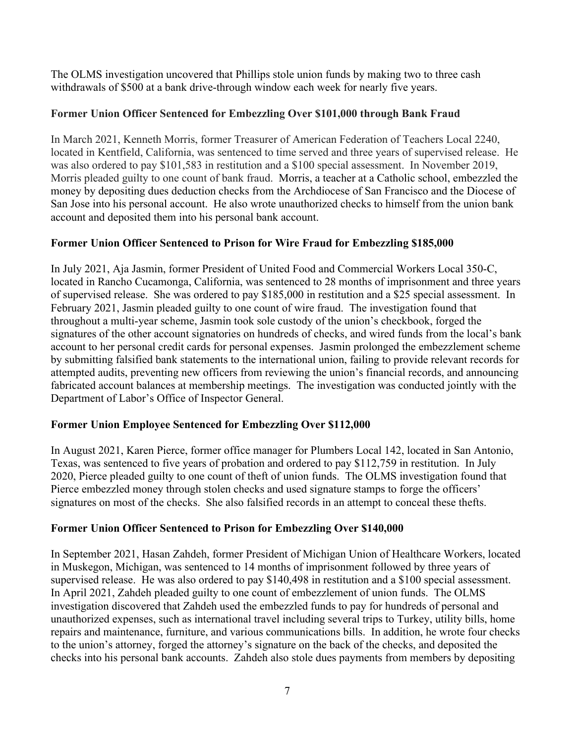The OLMS investigation uncovered that Phillips stole union funds by making two to three cash withdrawals of $500 at a bank drive-through window each week for nearly five years.

### Former Union Officer Sentenced for Embezzling Over $101,000 through Bank Fraud

In March 2021, Kenneth Morris, former Treasurer of American Federation of Teachers Local 2240, located in Kentfield, California, was sentenced to time served and three years of supervised release. He was also ordered to pay $101,583 in restitution and a $100 special assessment. In November 2019, Morris pleaded guilty to one count of bank fraud. Morris, a teacher at a Catholic school, embezzled the money by depositing dues deduction checks from the Archdiocese of San Francisco and the Diocese of San Jose into his personal account. He also wrote unauthorized checks to himself from the union bank account and deposited them into his personal bank account.

### Former Union Officer Sentenced to Prison for Wire Fraud for Embezzling $185,000

In July 2021, Aja Jasmin, former President of United Food and Commercial Workers Local 350-C, located in Rancho Cucamonga, California, was sentenced to 28 months of imprisonment and three years of supervised release. She was ordered to pay $185,000 in restitution and a $25 special assessment. In February 2021, Jasmin pleaded guilty to one count of wire fraud. The investigation found that throughout a multi-year scheme, Jasmin took sole custody of the union's checkbook, forged the signatures of the other account signatories on hundreds of checks, and wired funds from the local's bank account to her personal credit cards for personal expenses. Jasmin prolonged the embezzlement scheme by submitting falsified bank statements to the international union, failing to provide relevant records for attempted audits, preventing new officers from reviewing the union's financial records, and announcing fabricated account balances at membership meetings. The investigation was conducted jointly with the Department of Labor's Office of Inspector General.

### Former Union Employee Sentenced for Embezzling Over $112,000

In August 2021, Karen Pierce, former office manager for Plumbers Local 142, located in San Antonio, Texas, was sentenced to five years of probation and ordered to pay $112,759 in restitution. In July 2020, Pierce pleaded guilty to one count of theft of union funds. The OLMS investigation found that Pierce embezzled money through stolen checks and used signature stamps to forge the officers' signatures on most of the checks. She also falsified records in an attempt to conceal these thefts.

### Former Union Officer Sentenced to Prison for Embezzling Over $140,000

In September 2021, Hasan Zahdeh, former President of Michigan Union of Healthcare Workers, located in Muskegon, Michigan, was sentenced to 14 months of imprisonment followed by three years of supervised release. He was also ordered to pay $140,498 in restitution and a $100 special assessment. In April 2021, Zahdeh pleaded guilty to one count of embezzlement of union funds. The OLMS investigation discovered that Zahdeh used the embezzled funds to pay for hundreds of personal and unauthorized expenses, such as international travel including several trips to Turkey, utility bills, home repairs and maintenance, furniture, and various communications bills. In addition, he wrote four checks to the union's attorney, forged the attorney's signature on the back of the checks, and deposited the checks into his personal bank accounts. Zahdeh also stole dues payments from members by depositing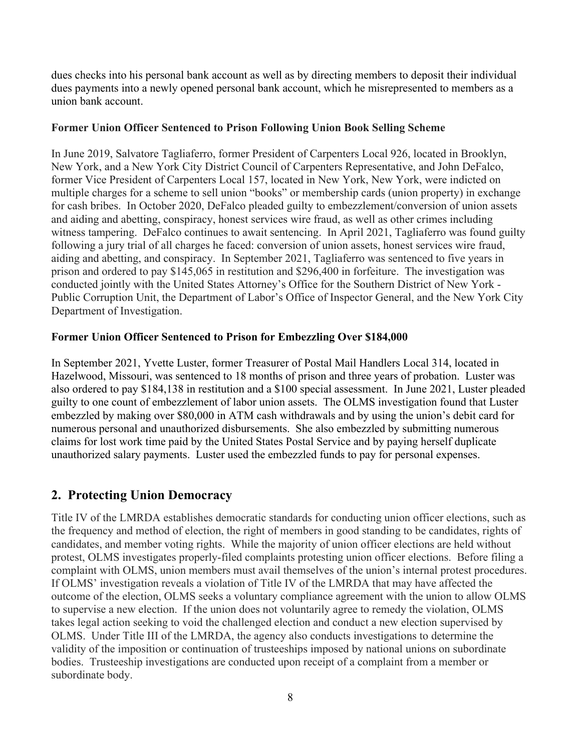dues checks into his personal bank account as well as by directing members to deposit their individual dues payments into a newly opened personal bank account, which he misrepresented to members as a union bank account.

**Former Union Officer Sentenced to Prison Following Union Book Selling Scheme**

In June 2019, Salvatore Tagliaferro, former President of Carpenters Local 926, located in Brooklyn, New York, and a New York City District Council of Carpenters Representative, and John DeFalco, former Vice President of Carpenters Local 157, located in New York, New York, were indicted on multiple charges for a scheme to sell union "books" or membership cards (union property) in exchange for cash bribes. In October 2020, DeFalco pleaded guilty to embezzlement/conversion of union assets and aiding and abetting, conspiracy, honest services wire fraud, as well as other crimes including witness tampering. DeFalco continues to await sentencing. In April 2021, Tagliaferro was found guilty following a jury trial of all charges he faced: conversion of union assets, honest services wire fraud, aiding and abetting, and conspiracy. In September 2021, Tagliaferro was sentenced to five years in prison and ordered to pay $145,065 in restitution and $296,400 in forfeiture. The investigation was conducted jointly with the United States Attorney's Office for the Southern District of New York - Public Corruption Unit, the Department of Labor's Office of Inspector General, and the New York City Department of Investigation.

**Former Union Officer Sentenced to Prison for Embezzling Over $184,000**

In September 2021, Yvette Luster, former Treasurer of Postal Mail Handlers Local 314, located in Hazelwood, Missouri, was sentenced to 18 months of prison and three years of probation. Luster was also ordered to pay $184,138 in restitution and a $100 special assessment. In June 2021, Luster pleaded guilty to one count of embezzlement of labor union assets. The OLMS investigation found that Luster embezzled by making over $80,000 in ATM cash withdrawals and by using the union's debit card for numerous personal and unauthorized disbursements. She also embezzled by submitting numerous claims for lost work time paid by the United States Postal Service and by paying herself duplicate unauthorized salary payments. Luster used the embezzled funds to pay for personal expenses.

## 2. Protecting Union Democracy

Title IV of the LMRDA establishes democratic standards for conducting union officer elections, such as the frequency and method of election, the right of members in good standing to be candidates, rights of candidates, and member voting rights. While the majority of union officer elections are held without protest, OLMS investigates properly-filed complaints protesting union officer elections. Before filing a complaint with OLMS, union members must avail themselves of the union's internal protest procedures. If OLMS' investigation reveals a violation of Title IV of the LMRDA that may have affected the outcome of the election, OLMS seeks a voluntary compliance agreement with the union to allow OLMS to supervise a new election. If the union does not voluntarily agree to remedy the violation, OLMS takes legal action seeking to void the challenged election and conduct a new election supervised by OLMS. Under Title III of the LMRDA, the agency also conducts investigations to determine the validity of the imposition or continuation of trusteeships imposed by national unions on subordinate bodies. Trusteeship investigations are conducted upon receipt of a complaint from a member or subordinate body.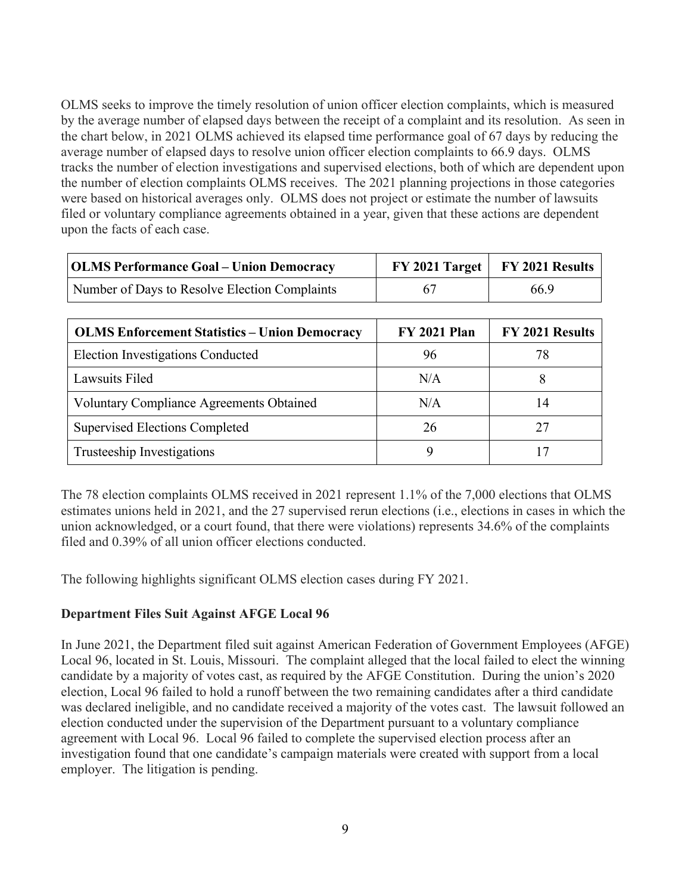OLMS seeks to improve the timely resolution of union officer election complaints, which is measured by the average number of elapsed days between the receipt of a complaint and its resolution. As seen in the chart below, in 2021 OLMS achieved its elapsed time performance goal of 67 days by reducing the average number of elapsed days to resolve union officer election complaints to 66.9 days. OLMS tracks the number of election investigations and supervised elections, both of which are dependent upon the number of election complaints OLMS receives. The 2021 planning projections in those categories were based on historical averages only. OLMS does not project or estimate the number of lawsuits filed or voluntary compliance agreements obtained in a year, given that these actions are dependent upon the facts of each case.

| OLMS Performance Goal – Union Democracy | FY 2021 Target | FY 2021 Results |
|---|---|---|
| Number of Days to Resolve Election Complaints | 67 | 66.9 |

| OLMS Enforcement Statistics – Union Democracy | FY 2021 Plan | FY 2021 Results |
|---|---|---|
| Election Investigations Conducted | 96 | 78 |
| Lawsuits Filed | N/A | 8 |
| Voluntary Compliance Agreements Obtained | N/A | 14 |
| Supervised Elections Completed | 26 | 27 |
| Trusteeship Investigations | 9 | 17 |

The 78 election complaints OLMS received in 2021 represent 1.1% of the 7,000 elections that OLMS estimates unions held in 2021, and the 27 supervised rerun elections (i.e., elections in cases in which the union acknowledged, or a court found, that there were violations) represents 34.6% of the complaints filed and 0.39% of all union officer elections conducted.

The following highlights significant OLMS election cases during FY 2021.

**Department Files Suit Against AFGE Local 96**

In June 2021, the Department filed suit against American Federation of Government Employees (AFGE) Local 96, located in St. Louis, Missouri. The complaint alleged that the local failed to elect the winning candidate by a majority of votes cast, as required by the AFGE Constitution. During the union's 2020 election, Local 96 failed to hold a runoff between the two remaining candidates after a third candidate was declared ineligible, and no candidate received a majority of the votes cast. The lawsuit followed an election conducted under the supervision of the Department pursuant to a voluntary compliance agreement with Local 96. Local 96 failed to complete the supervised election process after an investigation found that one candidate's campaign materials were created with support from a local employer. The litigation is pending.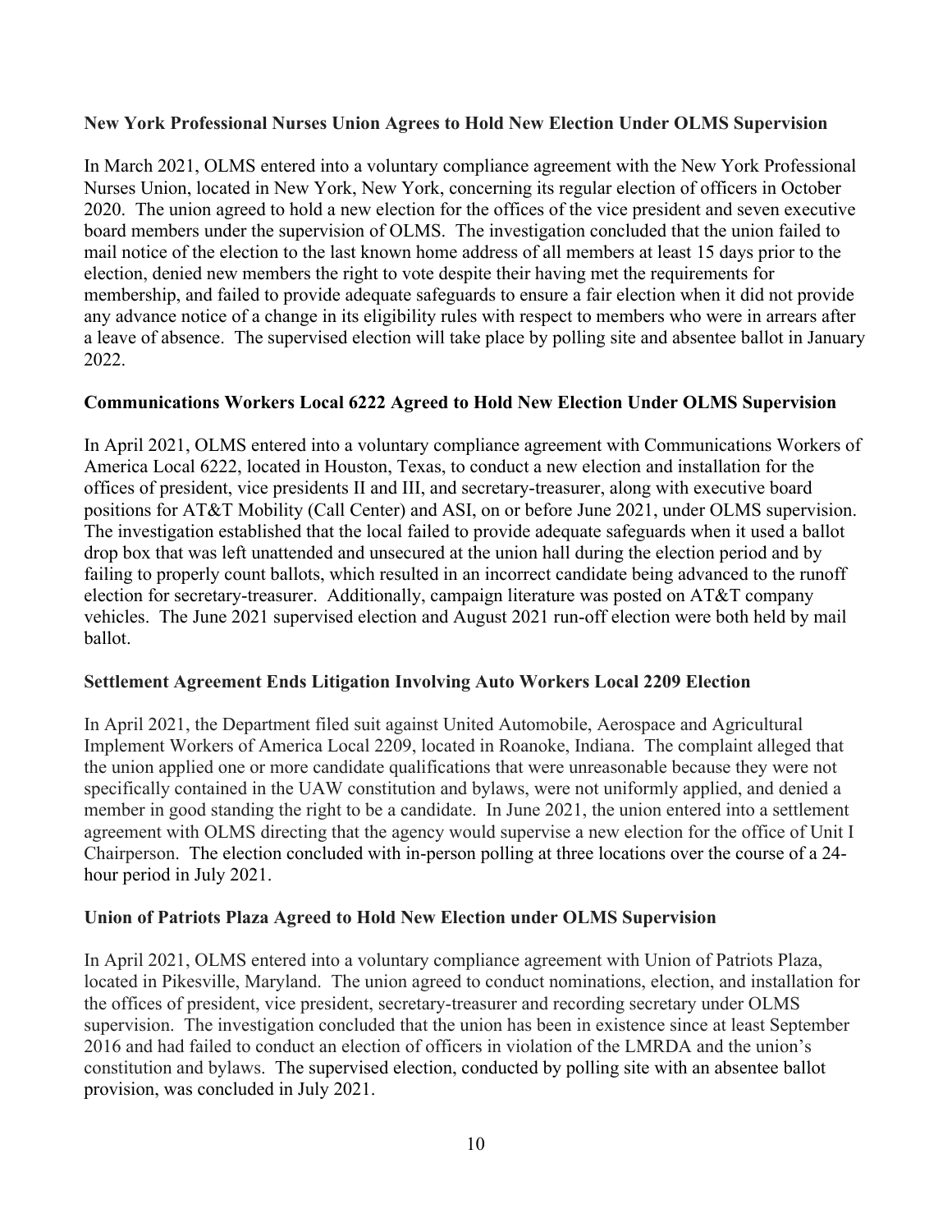**New York Professional Nurses Union Agrees to Hold New Election Under OLMS Supervision**

In March 2021, OLMS entered into a voluntary compliance agreement with the New York Professional Nurses Union, located in New York, New York, concerning its regular election of officers in October 2020. The union agreed to hold a new election for the offices of the vice president and seven executive board members under the supervision of OLMS. The investigation concluded that the union failed to mail notice of the election to the last known home address of all members at least 15 days prior to the election, denied new members the right to vote despite their having met the requirements for membership, and failed to provide adequate safeguards to ensure a fair election when it did not provide any advance notice of a change in its eligibility rules with respect to members who were in arrears after a leave of absence. The supervised election will take place by polling site and absentee ballot in January 2022.

**Communications Workers Local 6222 Agreed to Hold New Election Under OLMS Supervision**

In April 2021, OLMS entered into a voluntary compliance agreement with Communications Workers of America Local 6222, located in Houston, Texas, to conduct a new election and installation for the offices of president, vice presidents II and III, and secretary-treasurer, along with executive board positions for AT&T Mobility (Call Center) and ASI, on or before June 2021, under OLMS supervision. The investigation established that the local failed to provide adequate safeguards when it used a ballot drop box that was left unattended and unsecured at the union hall during the election period and by failing to properly count ballots, which resulted in an incorrect candidate being advanced to the runoff election for secretary-treasurer. Additionally, campaign literature was posted on AT&T company vehicles. The June 2021 supervised election and August 2021 run-off election were both held by mail ballot.

**Settlement Agreement Ends Litigation Involving Auto Workers Local 2209 Election**

In April 2021, the Department filed suit against United Automobile, Aerospace and Agricultural Implement Workers of America Local 2209, located in Roanoke, Indiana. The complaint alleged that the union applied one or more candidate qualifications that were unreasonable because they were not specifically contained in the UAW constitution and bylaws, were not uniformly applied, and denied a member in good standing the right to be a candidate. In June 2021, the union entered into a settlement agreement with OLMS directing that the agency would supervise a new election for the office of Unit I Chairperson. The election concluded with in-person polling at three locations over the course of a 24-hour period in July 2021.

**Union of Patriots Plaza Agreed to Hold New Election under OLMS Supervision**

In April 2021, OLMS entered into a voluntary compliance agreement with Union of Patriots Plaza, located in Pikesville, Maryland. The union agreed to conduct nominations, election, and installation for the offices of president, vice president, secretary-treasurer and recording secretary under OLMS supervision. The investigation concluded that the union has been in existence since at least September 2016 and had failed to conduct an election of officers in violation of the LMRDA and the union's constitution and bylaws. The supervised election, conducted by polling site with an absentee ballot provision, was concluded in July 2021.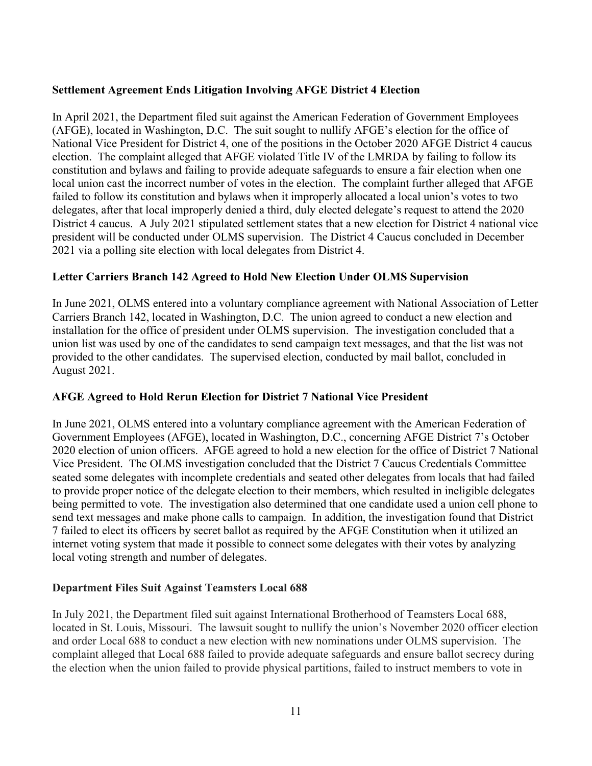**Settlement Agreement Ends Litigation Involving AFGE District 4 Election**

In April 2021, the Department filed suit against the American Federation of Government Employees (AFGE), located in Washington, D.C. The suit sought to nullify AFGE's election for the office of National Vice President for District 4, one of the positions in the October 2020 AFGE District 4 caucus election. The complaint alleged that AFGE violated Title IV of the LMRDA by failing to follow its constitution and bylaws and failing to provide adequate safeguards to ensure a fair election when one local union cast the incorrect number of votes in the election. The complaint further alleged that AFGE failed to follow its constitution and bylaws when it improperly allocated a local union's votes to two delegates, after that local improperly denied a third, duly elected delegate's request to attend the 2020 District 4 caucus. A July 2021 stipulated settlement states that a new election for District 4 national vice president will be conducted under OLMS supervision. The District 4 Caucus concluded in December 2021 via a polling site election with local delegates from District 4.

**Letter Carriers Branch 142 Agreed to Hold New Election Under OLMS Supervision**

In June 2021, OLMS entered into a voluntary compliance agreement with National Association of Letter Carriers Branch 142, located in Washington, D.C. The union agreed to conduct a new election and installation for the office of president under OLMS supervision. The investigation concluded that a union list was used by one of the candidates to send campaign text messages, and that the list was not provided to the other candidates. The supervised election, conducted by mail ballot, concluded in August 2021.

**AFGE Agreed to Hold Rerun Election for District 7 National Vice President**

In June 2021, OLMS entered into a voluntary compliance agreement with the American Federation of Government Employees (AFGE), located in Washington, D.C., concerning AFGE District 7's October 2020 election of union officers. AFGE agreed to hold a new election for the office of District 7 National Vice President. The OLMS investigation concluded that the District 7 Caucus Credentials Committee seated some delegates with incomplete credentials and seated other delegates from locals that had failed to provide proper notice of the delegate election to their members, which resulted in ineligible delegates being permitted to vote. The investigation also determined that one candidate used a union cell phone to send text messages and make phone calls to campaign. In addition, the investigation found that District 7 failed to elect its officers by secret ballot as required by the AFGE Constitution when it utilized an internet voting system that made it possible to connect some delegates with their votes by analyzing local voting strength and number of delegates.

**Department Files Suit Against Teamsters Local 688**

In July 2021, the Department filed suit against International Brotherhood of Teamsters Local 688, located in St. Louis, Missouri. The lawsuit sought to nullify the union's November 2020 officer election and order Local 688 to conduct a new election with new nominations under OLMS supervision. The complaint alleged that Local 688 failed to provide adequate safeguards and ensure ballot secrecy during the election when the union failed to provide physical partitions, failed to instruct members to vote in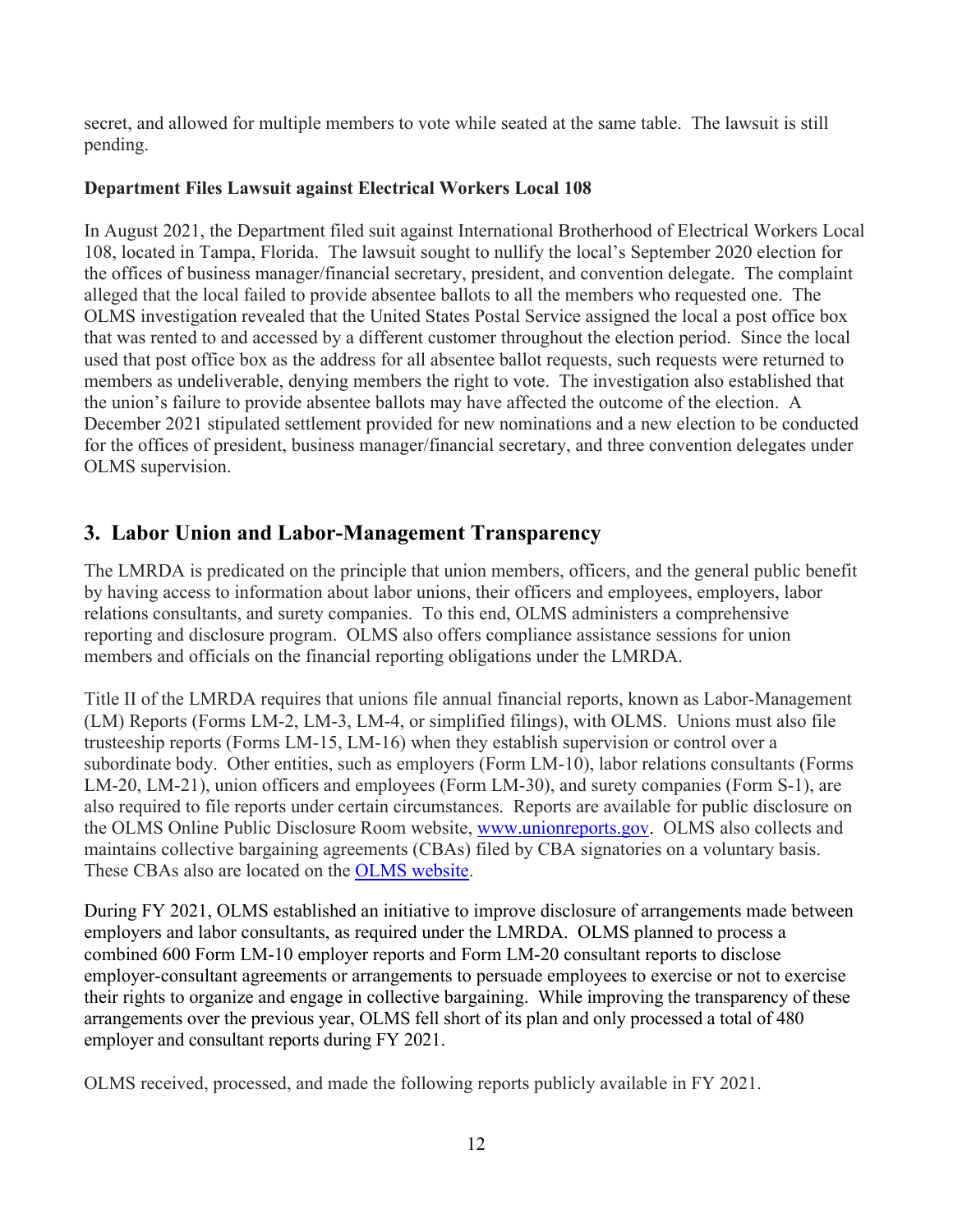secret, and allowed for multiple members to vote while seated at the same table. The lawsuit is still pending.

**Department Files Lawsuit against Electrical Workers Local 108**

In August 2021, the Department filed suit against International Brotherhood of Electrical Workers Local 108, located in Tampa, Florida. The lawsuit sought to nullify the local's September 2020 election for the offices of business manager/financial secretary, president, and convention delegate. The complaint alleged that the local failed to provide absentee ballots to all the members who requested one. The OLMS investigation revealed that the United States Postal Service assigned the local a post office box that was rented to and accessed by a different customer throughout the election period. Since the local used that post office box as the address for all absentee ballot requests, such requests were returned to members as undeliverable, denying members the right to vote. The investigation also established that the union's failure to provide absentee ballots may have affected the outcome of the election. A December 2021 stipulated settlement provided for new nominations and a new election to be conducted for the offices of president, business manager/financial secretary, and three convention delegates under OLMS supervision.

## 3. Labor Union and Labor-Management Transparency

The LMRDA is predicated on the principle that union members, officers, and the general public benefit by having access to information about labor unions, their officers and employees, employers, labor relations consultants, and surety companies. To this end, OLMS administers a comprehensive reporting and disclosure program. OLMS also offers compliance assistance sessions for union members and officials on the financial reporting obligations under the LMRDA.

Title II of the LMRDA requires that unions file annual financial reports, known as Labor-Management (LM) Reports (Forms LM-2, LM-3, LM-4, or simplified filings), with OLMS. Unions must also file trusteeship reports (Forms LM-15, LM-16) when they establish supervision or control over a subordinate body. Other entities, such as employers (Form LM-10), labor relations consultants (Forms LM-20, LM-21), union officers and employees (Form LM-30), and surety companies (Form S-1), are also required to file reports under certain circumstances. Reports are available for public disclosure on the OLMS Online Public Disclosure Room website, [www.unionreports.gov](www.unionreports.gov). OLMS also collects and maintains collective bargaining agreements (CBAs) filed by CBA signatories on a voluntary basis. These CBAs also are located on the [OLMS website]().

During FY 2021, OLMS established an initiative to improve disclosure of arrangements made between employers and labor consultants, as required under the LMRDA. OLMS planned to process a combined 600 Form LM-10 employer reports and Form LM-20 consultant reports to disclose employer-consultant agreements or arrangements to persuade employees to exercise or not to exercise their rights to organize and engage in collective bargaining. While improving the transparency of these arrangements over the previous year, OLMS fell short of its plan and only processed a total of 480 employer and consultant reports during FY 2021.

OLMS received, processed, and made the following reports publicly available in FY 2021.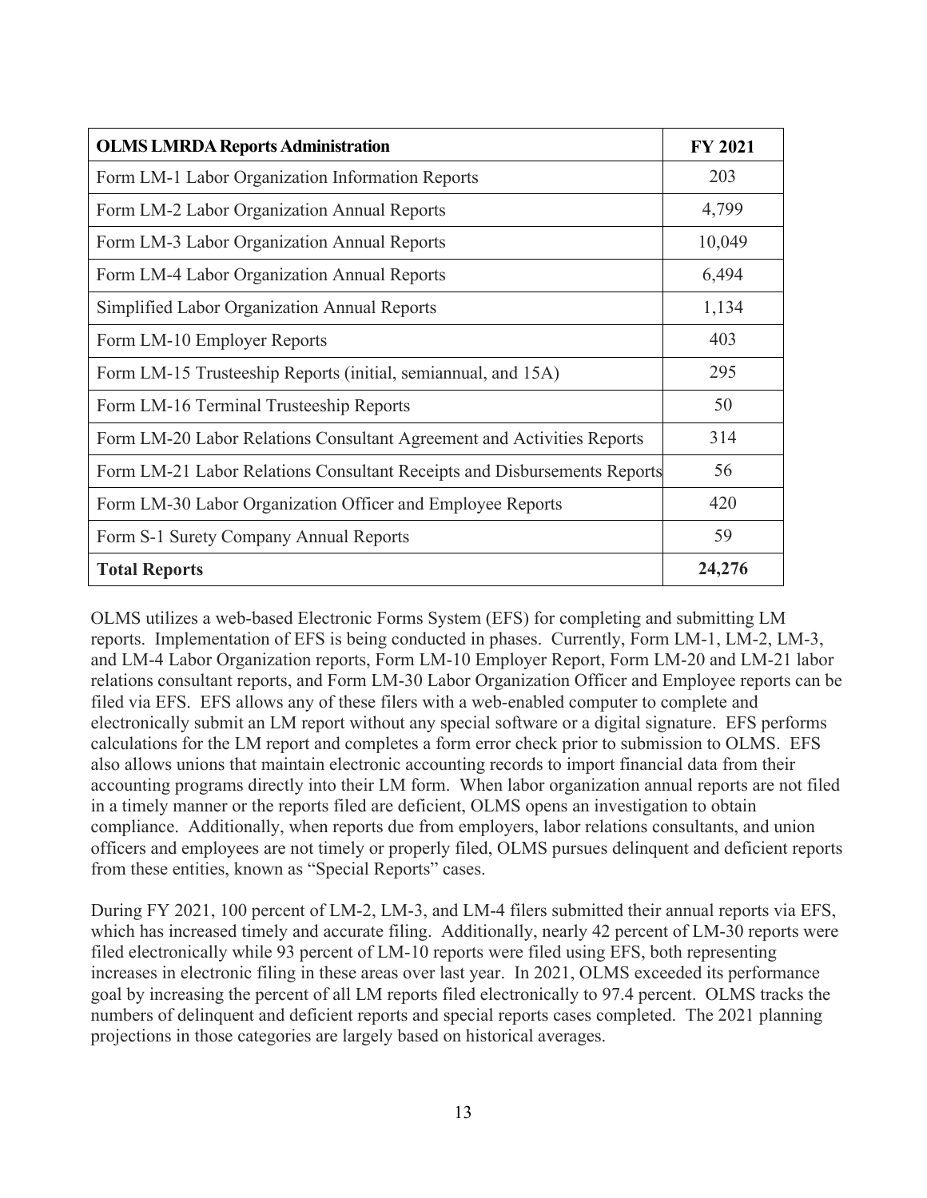| **OLMS LMRDA Reports Administration** | **FY 2021** |
|---|---|
| Form LM-1 Labor Organization Information Reports | 203 |
| Form LM-2 Labor Organization Annual Reports | 4,799 |
| Form LM-3 Labor Organization Annual Reports | 10,049 |
| Form LM-4 Labor Organization Annual Reports | 6,494 |
| Simplified Labor Organization Annual Reports | 1,134 |
| Form LM-10 Employer Reports | 403 |
| Form LM-15 Trusteeship Reports (initial, semiannual, and 15A) | 295 |
| Form LM-16 Terminal Trusteeship Reports | 50 |
| Form LM-20 Labor Relations Consultant Agreement and Activities Reports | 314 |
| Form LM-21 Labor Relations Consultant Receipts and Disbursements Reports | 56 |
| Form LM-30 Labor Organization Officer and Employee Reports | 420 |
| Form S-1 Surety Company Annual Reports | 59 |
| **Total Reports** | **24,276** |

OLMS utilizes a web-based Electronic Forms System (EFS) for completing and submitting LM reports. Implementation of EFS is being conducted in phases. Currently, Form LM-1, LM-2, LM-3, and LM-4 Labor Organization reports, Form LM-10 Employer Report, Form LM-20 and LM-21 labor relations consultant reports, and Form LM-30 Labor Organization Officer and Employee reports can be filed via EFS. EFS allows any of these filers with a web-enabled computer to complete and electronically submit an LM report without any special software or a digital signature. EFS performs calculations for the LM report and completes a form error check prior to submission to OLMS. EFS also allows unions that maintain electronic accounting records to import financial data from their accounting programs directly into their LM form. When labor organization annual reports are not filed in a timely manner or the reports filed are deficient, OLMS opens an investigation to obtain compliance. Additionally, when reports due from employers, labor relations consultants, and union officers and employees are not timely or properly filed, OLMS pursues delinquent and deficient reports from these entities, known as "Special Reports" cases.

During FY 2021, 100 percent of LM-2, LM-3, and LM-4 filers submitted their annual reports via EFS, which has increased timely and accurate filing. Additionally, nearly 42 percent of LM-30 reports were filed electronically while 93 percent of LM-10 reports were filed using EFS, both representing increases in electronic filing in these areas over last year. In 2021, OLMS exceeded its performance goal by increasing the percent of all LM reports filed electronically to 97.4 percent. OLMS tracks the numbers of delinquent and deficient reports and special reports cases completed. The 2021 planning projections in those categories are largely based on historical averages.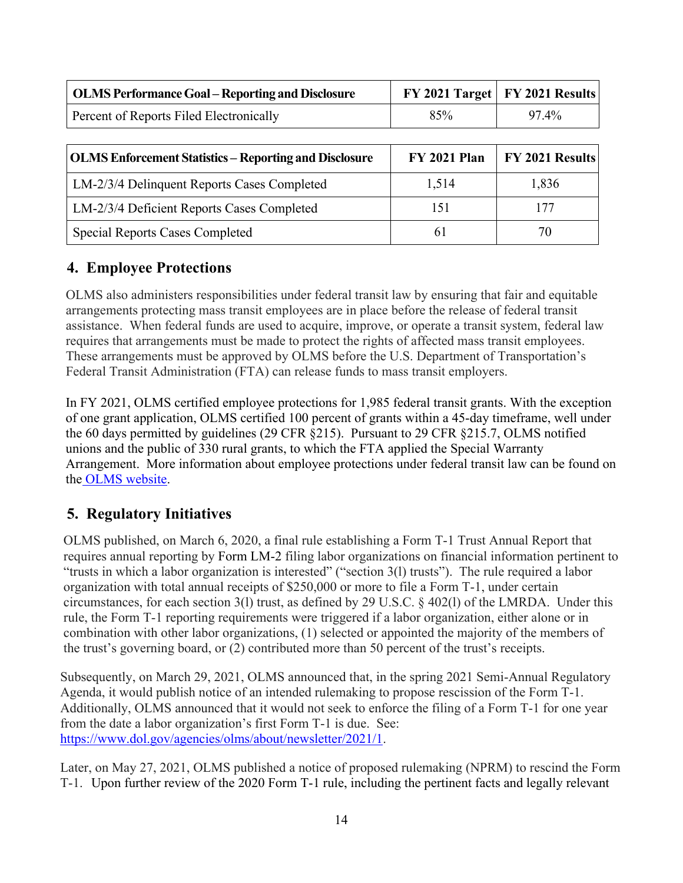| OLMS Performance Goal – Reporting and Disclosure | FY 2021 Target | FY 2021 Results |
|---|---|---|
| Percent of Reports Filed Electronically | 85% | 97.4% |

| OLMS Enforcement Statistics – Reporting and Disclosure | FY 2021 Plan | FY 2021 Results |
|---|---|---|
| LM-2/3/4 Delinquent Reports Cases Completed | 1,514 | 1,836 |
| LM-2/3/4 Deficient Reports Cases Completed | 151 | 177 |
| Special Reports Cases Completed | 61 | 70 |

## 4. Employee Protections

OLMS also administers responsibilities under federal transit law by ensuring that fair and equitable arrangements protecting mass transit employees are in place before the release of federal transit assistance. When federal funds are used to acquire, improve, or operate a transit system, federal law requires that arrangements must be made to protect the rights of affected mass transit employees. These arrangements must be approved by OLMS before the U.S. Department of Transportation's Federal Transit Administration (FTA) can release funds to mass transit employers.

In FY 2021, OLMS certified employee protections for 1,985 federal transit grants. With the exception of one grant application, OLMS certified 100 percent of grants within a 45-day timeframe, well under the 60 days permitted by guidelines (29 CFR §215). Pursuant to 29 CFR §215.7, OLMS notified unions and the public of 330 rural grants, to which the FTA applied the Special Warranty Arrangement. More information about employee protections under federal transit law can be found on the OLMS website.

## 5. Regulatory Initiatives

OLMS published, on March 6, 2020, a final rule establishing a Form T-1 Trust Annual Report that requires annual reporting by Form LM-2 filing labor organizations on financial information pertinent to "trusts in which a labor organization is interested" ("section 3(l) trusts"). The rule required a labor organization with total annual receipts of $250,000 or more to file a Form T-1, under certain circumstances, for each section 3(l) trust, as defined by 29 U.S.C. § 402(l) of the LMRDA. Under this rule, the Form T-1 reporting requirements were triggered if a labor organization, either alone or in combination with other labor organizations, (1) selected or appointed the majority of the members of the trust's governing board, or (2) contributed more than 50 percent of the trust's receipts.

Subsequently, on March 29, 2021, OLMS announced that, in the spring 2021 Semi-Annual Regulatory Agenda, it would publish notice of an intended rulemaking to propose rescission of the Form T-1. Additionally, OLMS announced that it would not seek to enforce the filing of a Form T-1 for one year from the date a labor organization's first Form T-1 is due. See: https://www.dol.gov/agencies/olms/about/newsletter/2021/1.

Later, on May 27, 2021, OLMS published a notice of proposed rulemaking (NPRM) to rescind the Form T-1. Upon further review of the 2020 Form T-1 rule, including the pertinent facts and legally relevant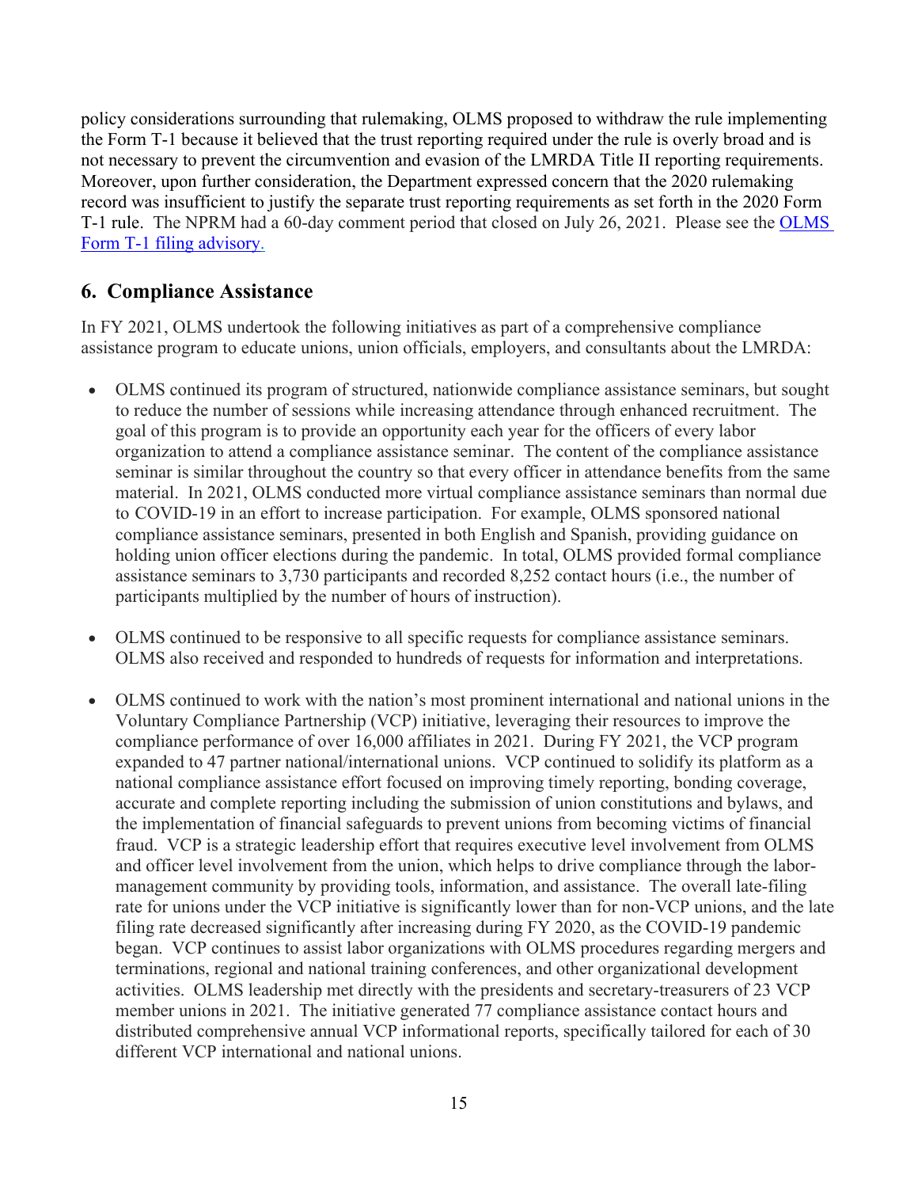policy considerations surrounding that rulemaking, OLMS proposed to withdraw the rule implementing the Form T-1 because it believed that the trust reporting required under the rule is overly broad and is not necessary to prevent the circumvention and evasion of the LMRDA Title II reporting requirements. Moreover, upon further consideration, the Department expressed concern that the 2020 rulemaking record was insufficient to justify the separate trust reporting requirements as set forth in the 2020 Form T-1 rule. The NPRM had a 60-day comment period that closed on July 26, 2021. Please see the [OLMS Form T-1 filing advisory](#).

## 6. Compliance Assistance

In FY 2021, OLMS undertook the following initiatives as part of a comprehensive compliance assistance program to educate unions, union officials, employers, and consultants about the LMRDA:

- OLMS continued its program of structured, nationwide compliance assistance seminars, but sought to reduce the number of sessions while increasing attendance through enhanced recruitment. The goal of this program is to provide an opportunity each year for the officers of every labor organization to attend a compliance assistance seminar. The content of the compliance assistance seminar is similar throughout the country so that every officer in attendance benefits from the same material. In 2021, OLMS conducted more virtual compliance assistance seminars than normal due to COVID-19 in an effort to increase participation. For example, OLMS sponsored national compliance assistance seminars, presented in both English and Spanish, providing guidance on holding union officer elections during the pandemic. In total, OLMS provided formal compliance assistance seminars to 3,730 participants and recorded 8,252 contact hours (i.e., the number of participants multiplied by the number of hours of instruction).

- OLMS continued to be responsive to all specific requests for compliance assistance seminars. OLMS also received and responded to hundreds of requests for information and interpretations.

- OLMS continued to work with the nation's most prominent international and national unions in the Voluntary Compliance Partnership (VCP) initiative, leveraging their resources to improve the compliance performance of over 16,000 affiliates in 2021. During FY 2021, the VCP program expanded to 47 partner national/international unions. VCP continued to solidify its platform as a national compliance assistance effort focused on improving timely reporting, bonding coverage, accurate and complete reporting including the submission of union constitutions and bylaws, and the implementation of financial safeguards to prevent unions from becoming victims of financial fraud. VCP is a strategic leadership effort that requires executive level involvement from OLMS and officer level involvement from the union, which helps to drive compliance through the labor-management community by providing tools, information, and assistance. The overall late-filing rate for unions under the VCP initiative is significantly lower than for non-VCP unions, and the late filing rate decreased significantly after increasing during FY 2020, as the COVID-19 pandemic began. VCP continues to assist labor organizations with OLMS procedures regarding mergers and terminations, regional and national training conferences, and other organizational development activities. OLMS leadership met directly with the presidents and secretary-treasurers of 23 VCP member unions in 2021. The initiative generated 77 compliance assistance contact hours and distributed comprehensive annual VCP informational reports, specifically tailored for each of 30 different VCP international and national unions.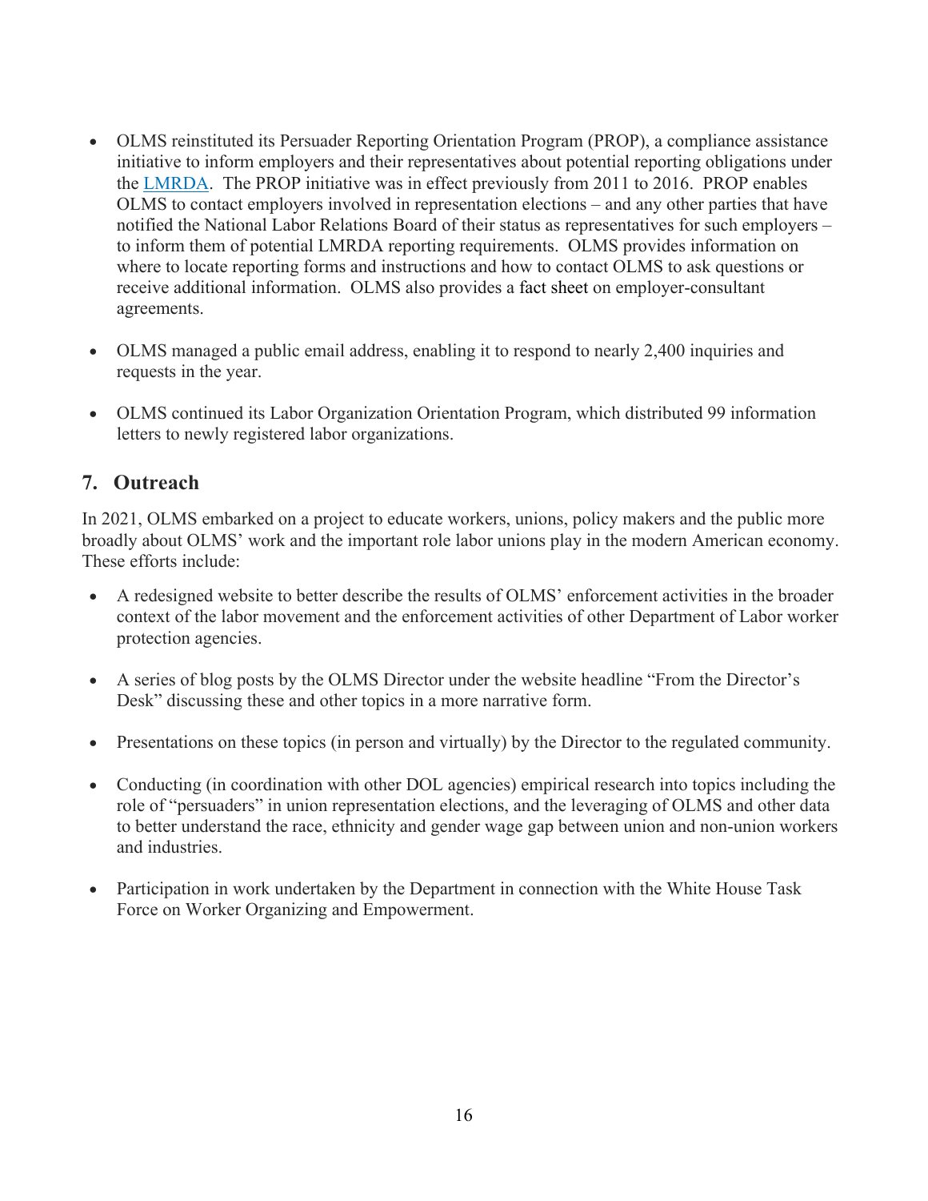- OLMS reinstituted its Persuader Reporting Orientation Program (PROP), a compliance assistance initiative to inform employers and their representatives about potential reporting obligations under the LMRDA. The PROP initiative was in effect previously from 2011 to 2016. PROP enables OLMS to contact employers involved in representation elections – and any other parties that have notified the National Labor Relations Board of their status as representatives for such employers – to inform them of potential LMRDA reporting requirements. OLMS provides information on where to locate reporting forms and instructions and how to contact OLMS to ask questions or receive additional information. OLMS also provides a fact sheet on employer-consultant agreements.

- OLMS managed a public email address, enabling it to respond to nearly 2,400 inquiries and requests in the year.

- OLMS continued its Labor Organization Orientation Program, which distributed 99 information letters to newly registered labor organizations.

## 7. Outreach

In 2021, OLMS embarked on a project to educate workers, unions, policy makers and the public more broadly about OLMS' work and the important role labor unions play in the modern American economy. These efforts include:

- A redesigned website to better describe the results of OLMS' enforcement activities in the broader context of the labor movement and the enforcement activities of other Department of Labor worker protection agencies.

- A series of blog posts by the OLMS Director under the website headline "From the Director's Desk" discussing these and other topics in a more narrative form.

- Presentations on these topics (in person and virtually) by the Director to the regulated community.

- Conducting (in coordination with other DOL agencies) empirical research into topics including the role of "persuaders" in union representation elections, and the leveraging of OLMS and other data to better understand the race, ethnicity and gender wage gap between union and non-union workers and industries.

- Participation in work undertaken by the Department in connection with the White House Task Force on Worker Organizing and Empowerment.